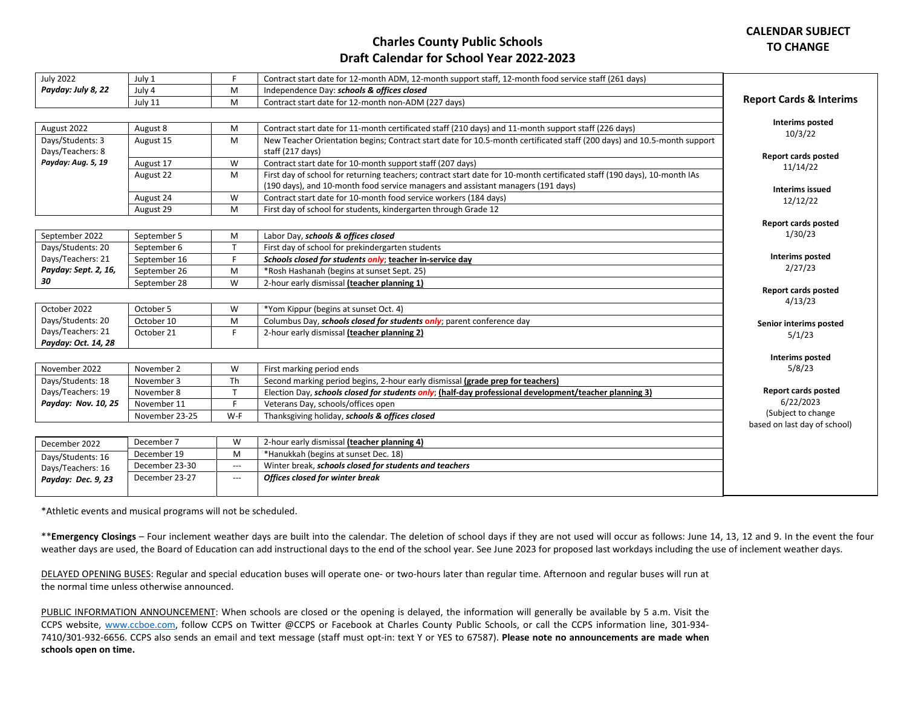**CALENDAR SUBJECT TO CHANGE**

# Charles County Public Schools
## Draft Calendar for School Year 2022-2023

| Month | Date | Day | Event |
|---|---|---|---|
| July 2022 | July 1 | F | Contract start date for 12-month ADM, 12-month support staff, 12-month food service staff (261 days) |
| ***Payday: July 8, 22*** | July 4 | M | Independence Day: ***schools & offices closed*** |
| | July 11 | M | Contract start date for 12-month non-ADM (227 days) |
| August 2022 | August 8 | M | Contract start date for 11-month certificated staff (210 days) and 11-month support staff (226 days) |
| Days/Students: 3<br>Days/Teachers: 8 | August 15 | M | New Teacher Orientation begins; Contract start date for 10.5-month certificated staff (200 days) and 10.5-month support staff (217 days) |
| ***Payday: Aug. 5, 19*** | August 17 | W | Contract start date for 10-month support staff (207 days) |
| | August 22 | M | First day of school for returning teachers; contract start date for 10-month certificated staff (190 days), 10-month IAs (190 days), and 10-month food service managers and assistant managers (191 days) |
| | August 24 | W | Contract start date for 10-month food service workers (184 days) |
| | August 29 | M | First day of school for students, kindergarten through Grade 12 |
| September 2022 | September 5 | M | Labor Day, ***schools & offices closed*** |
| Days/Students: 20 | September 6 | T | First day of school for prekindergarten students |
| Days/Teachers: 21 | September 16 | F | ***Schools closed for students only***; **teacher in-service day** |
| ***Payday: Sept. 2, 16, 30*** | September 26 | M | *Rosh Hashanah (begins at sunset Sept. 25) |
| | September 28 | W | 2-hour early dismissal **(teacher planning 1)** |
| October 2022 | October 5 | W | *Yom Kippur (begins at sunset Oct. 4) |
| Days/Students: 20 | October 10 | M | Columbus Day, ***schools closed for students only***; parent conference day |
| Days/Teachers: 21 | October 21 | F | 2-hour early dismissal **(teacher planning 2)** |
| ***Payday: Oct. 14, 28*** | | | |
| November 2022 | November 2 | W | First marking period ends |
| Days/Students: 18 | November 3 | Th | Second marking period begins, 2-hour early dismissal **(grade prep for teachers)** |
| Days/Teachers: 19 | November 8 | T | Election Day, ***schools closed for students only***; **(half-day professional development/teacher planning 3)** |
| ***Payday: Nov. 10, 25*** | November 11 | F | Veterans Day, schools/offices open |
| | November 23-25 | W-F | Thanksgiving holiday, ***schools & offices closed*** |
| December 2022 | December 7 | W | 2-hour early dismissal **(teacher planning 4)** |
| Days/Students: 16 | December 19 | M | *Hanukkah (begins at sunset Dec. 18) |
| Days/Teachers: 16 | December 23-30 | --- | Winter break, ***schools closed for students and teachers*** |
| ***Payday: Dec. 9, 23*** | December 23-27 | --- | ***Offices closed for winter break*** |

### Report Cards & Interims

**Interims posted**
10/3/22

**Report cards posted**
11/14/22

**Interims issued**
12/12/22

**Report cards posted**
1/30/23

**Interims posted**
2/27/23

**Report cards posted**
4/13/23

**Senior interims posted**
5/1/23

**Interims posted**
5/8/23

**Report cards posted**
6/22/2023
(Subject to change based on last day of school)

*Athletic events and musical programs will not be scheduled.

****Emergency Closings** – Four inclement weather days are built into the calendar. The deletion of school days if they are not used will occur as follows: June 14, 13, 12 and 9. In the event the four weather days are used, the Board of Education can add instructional days to the end of the school year. See June 2023 for proposed last workdays including the use of inclement weather days.

DELAYED OPENING BUSES: Regular and special education buses will operate one- or two-hours later than regular time. Afternoon and regular buses will run at the normal time unless otherwise announced.

PUBLIC INFORMATION ANNOUNCEMENT: When schools are closed or the opening is delayed, the information will generally be available by 5 a.m. Visit the CCPS website, www.ccboe.com, follow CCPS on Twitter @CCPS or Facebook at Charles County Public Schools, or call the CCPS information line, 301-934-7410/301-932-6656. CCPS also sends an email and text message (staff must opt-in: text Y or YES to 67587). **Please note no announcements are made when schools open on time.**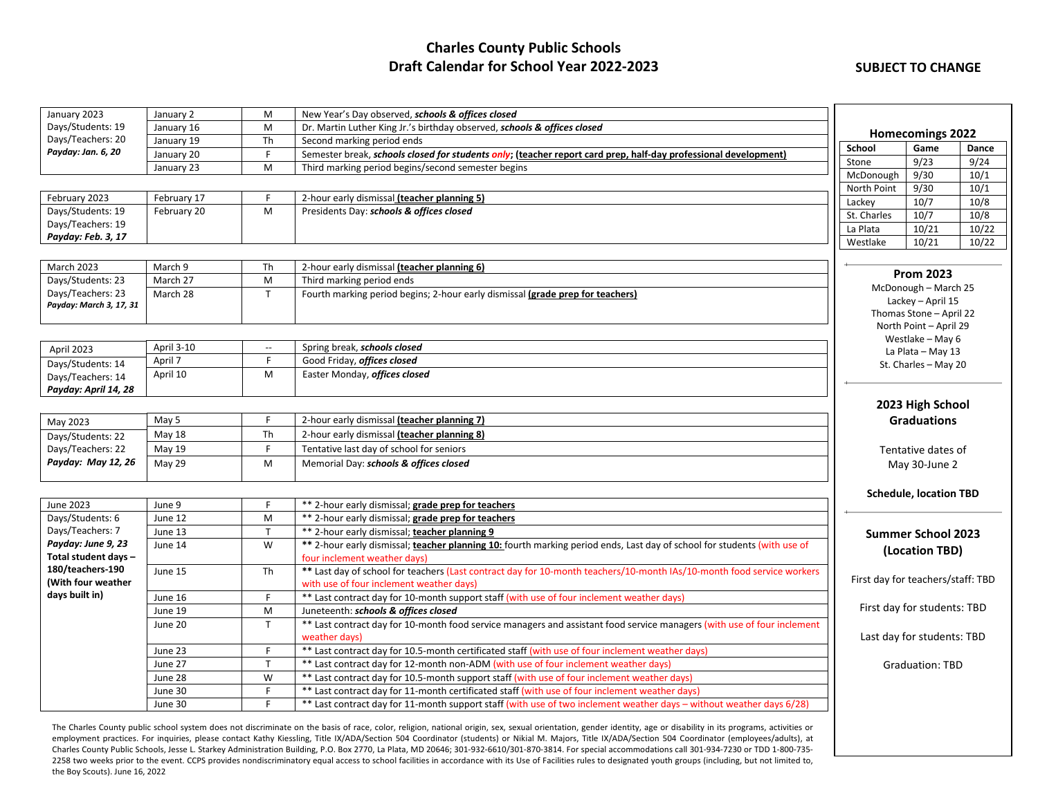# Charles County Public Schools
# Draft Calendar for School Year 2022-2023

**SUBJECT TO CHANGE**

| | | | |
|---|---|---|---|
| January 2023<br>Days/Students: 19<br>Days/Teachers: 20<br>***Payday: Jan. 6, 20*** | January 2 | M | New Year's Day observed, ***schools & offices closed*** |
| | January 16 | M | Dr. Martin Luther King Jr.'s birthday observed, ***schools & offices closed*** |
| | January 19 | Th | Second marking period ends |
| | January 20 | F | Semester break, ***schools closed for students only***; **(teacher report card prep, half-day professional development)** |
| | January 23 | M | Third marking period begins/second semester begins |

| | | | |
|---|---|---|---|
| February 2023<br>Days/Students: 19<br>Days/Teachers: 19<br>***Payday: Feb. 3, 17*** | February 17 | F | 2-hour early dismissal **(teacher planning 5)** |
| | February 20 | M | Presidents Day: ***schools & offices closed*** |

| | | | |
|---|---|---|---|
| March 2023<br>Days/Students: 23<br>Days/Teachers: 23<br>***Payday: March 3, 17, 31*** | March 9 | Th | 2-hour early dismissal **(teacher planning 6)** |
| | March 27 | M | Third marking period ends |
| | March 28 | T | Fourth marking period begins; 2-hour early dismissal **(grade prep for teachers)** |

| | | | |
|---|---|---|---|
| April 2023<br>Days/Students: 14<br>Days/Teachers: 14<br>***Payday: April 14, 28*** | April 3-10 | -- | Spring break, ***schools closed*** |
| | April 7 | F | Good Friday, ***offices closed*** |
| | April 10 | M | Easter Monday, ***offices closed*** |

| | | | |
|---|---|---|---|
| May 2023<br>Days/Students: 22<br>Days/Teachers: 22<br>***Payday: May 12, 26*** | May 5 | F | 2-hour early dismissal **(teacher planning 7)** |
| | May 18 | Th | 2-hour early dismissal **(teacher planning 8)** |
| | May 19 | F | Tentative last day of school for seniors |
| | May 29 | M | Memorial Day: ***schools & offices closed*** |

| | | | |
|---|---|---|---|
| June 2023<br>Days/Students: 6<br>Days/Teachers: 7<br>***Payday: June 9, 23***<br>**Total student days – 180/teachers-190 (With four weather days built in)** | June 9 | F | ** 2-hour early dismissal; **grade prep for teachers** |
| | June 12 | M | ** 2-hour early dismissal; **grade prep for teachers** |
| | June 13 | T | ** 2-hour early dismissal; **teacher planning 9** |
| | June 14 | W | ** 2-hour early dismissal; **teacher planning 10:** fourth marking period ends, Last day of school for students (with use of four inclement weather days) |
| | June 15 | Th | ** Last day of school for teachers (Last contract day for 10-month teachers/10-month IAs/10-month food service workers with use of four inclement weather days) |
| | June 16 | F | ** Last contract day for 10-month support staff (with use of four inclement weather days) |
| | June 19 | M | Juneteenth: ***schools & offices closed*** |
| | June 20 | T | ** Last contract day for 10-month food service managers and assistant food service managers (with use of four inclement weather days) |
| | June 23 | F | ** Last contract day for 10.5-month certificated staff (with use of four inclement weather days) |
| | June 27 | T | ** Last contract day for 12-month non-ADM (with use of four inclement weather days) |
| | June 28 | W | ** Last contract day for 10.5-month support staff (with use of four inclement weather days) |
| | June 30 | F | ** Last contract day for 11-month certificated staff (with use of four inclement weather days) |
| | June 30 | F | ** Last contract day for 11-month support staff (with use of two inclement weather days – without weather days 6/28) |

### Homecomings 2022

| School | Game | Dance |
|---|---|---|
| Stone | 9/23 | 9/24 |
| McDonough | 9/30 | 10/1 |
| North Point | 9/30 | 10/1 |
| Lackey | 10/7 | 10/8 |
| St. Charles | 10/7 | 10/8 |
| La Plata | 10/21 | 10/22 |
| Westlake | 10/21 | 10/22 |

### Prom 2023

McDonough – March 25
Lackey – April 15
Thomas Stone – April 22
North Point – April 29
Westlake – May 6
La Plata – May 13
St. Charles – May 20

### 2023 High School Graduations

Tentative dates of May 30-June 2

**Schedule, location TBD**

### Summer School 2023 (Location TBD)

First day for teachers/staff: TBD

First day for students: TBD

Last day for students: TBD

Graduation: TBD

The Charles County public school system does not discriminate on the basis of race, color, religion, national origin, sex, sexual orientation, gender identity, age or disability in its programs, activities or employment practices. For inquiries, please contact Kathy Kiessling, Title IX/ADA/Section 504 Coordinator (students) or Nikial M. Majors, Title IX/ADA/Section 504 Coordinator (employees/adults), at Charles County Public Schools, Jesse L. Starkey Administration Building, P.O. Box 2770, La Plata, MD 20646; 301-932-6610/301-870-3814. For special accommodations call 301-934-7230 or TDD 1-800-735-2258 two weeks prior to the event. CCPS provides nondiscriminatory equal access to school facilities in accordance with its Use of Facilities rules to designated youth groups (including, but not limited to, the Boy Scouts). June 16, 2022